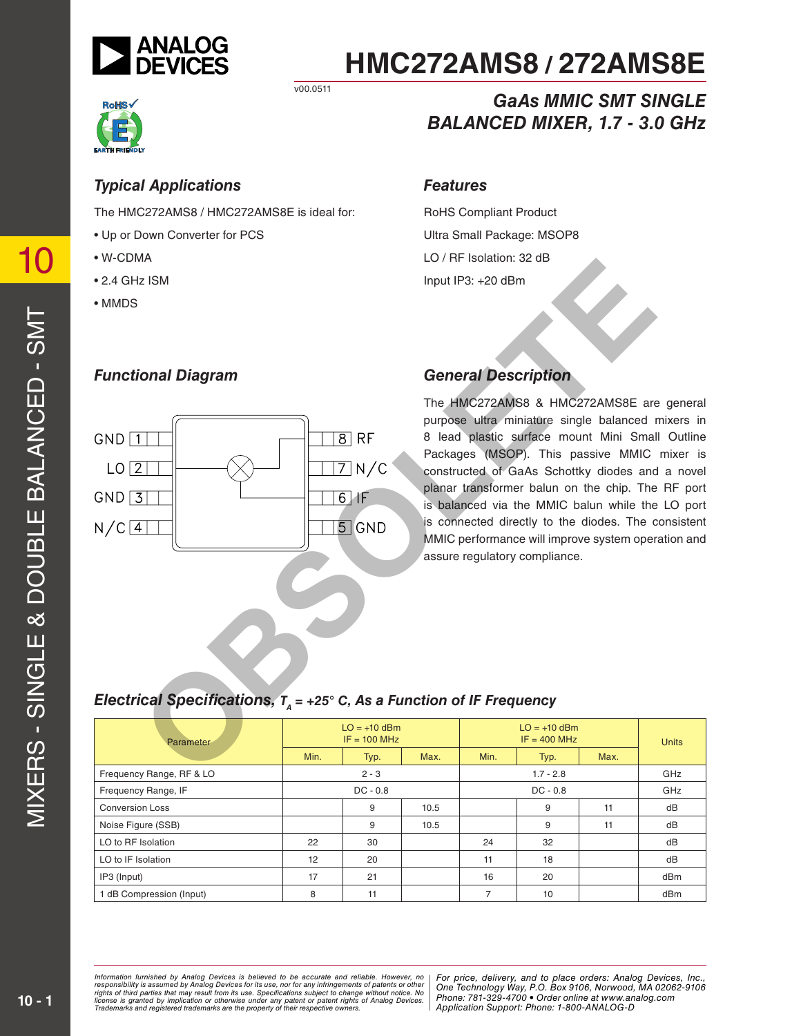# HMC272AMS8 / 272AMS8E

v00.0511

## GaAs MMIC SMT SINGLE BALANCED MIXER, 1.7 - 3.0 GHz

### Typical Applications

The HMC272AMS8 / HMC272AMS8E is ideal for:

- Up or Down Converter for PCS
- W-CDMA
- 2.4 GHz ISM
- MMDS

### Features

RoHS Compliant Product

Ultra Small Package: MSOP8

LO / RF Isolation: 32 dB

Input IP3: +20 dBm

### Functional Diagram

GND 1, LO 2, GND 3, N/C 4, GND 5, IF 6, N/C 7, RF 8

### General Description

The HMC272AMS8 & HMC272AMS8E are general purpose ultra miniature single balanced mixers in 8 lead plastic surface mount Mini Small Outline Packages (MSOP). This passive MMIC mixer is constructed of GaAs Schottky diodes and a novel planar transformer balun on the chip. The RF port is balanced via the MMIC balun while the LO port is connected directly to the diodes. The consistent MMIC performance will improve system operation and assure regulatory compliance.

### Electrical Specifications, $T_A$ = +25° C, As a Function of IF Frequency

| Parameter | LO = +10 dBm IF = 100 MHz | | | LO = +10 dBm IF = 400 MHz | | | Units |
|---|---|---|---|---|---|---|---|
| | Min. | Typ. | Max. | Min. | Typ. | Max. | |
| Frequency Range, RF & LO | | 2 - 3 | | | 1.7 - 2.8 | | GHz |
| Frequency Range, IF | | DC - 0.8 | | | DC - 0.8 | | GHz |
| Conversion Loss | | 9 | 10.5 | | 9 | 11 | dB |
| Noise Figure (SSB) | | 9 | 10.5 | | 9 | 11 | dB |
| LO to RF Isolation | 22 | 30 | | 24 | 32 | | dB |
| LO to IF Isolation | 12 | 20 | | 11 | 18 | | dB |
| IP3 (Input) | 17 | 21 | | 16 | 20 | | dBm |
| 1 dB Compression (Input) | 8 | 11 | | 7 | 10 | | dBm |

*Information furnished by Analog Devices is believed to be accurate and reliable. However, no responsibility is assumed by Analog Devices for its use, nor for any infringements of patents or other rights of third parties that may result from its use. Specifications subject to change without notice. No license is granted by implication or otherwise under any patent or patent rights of Analog Devices. Trademarks and registered trademarks are the property of their respective owners.*

*For price, delivery, and to place orders: Analog Devices, Inc., One Technology Way, P.O. Box 9106, Norwood, MA 02062-9106 Phone: 781-329-4700 • Order online at www.analog.com Application Support: Phone: 1-800-ANALOG-D*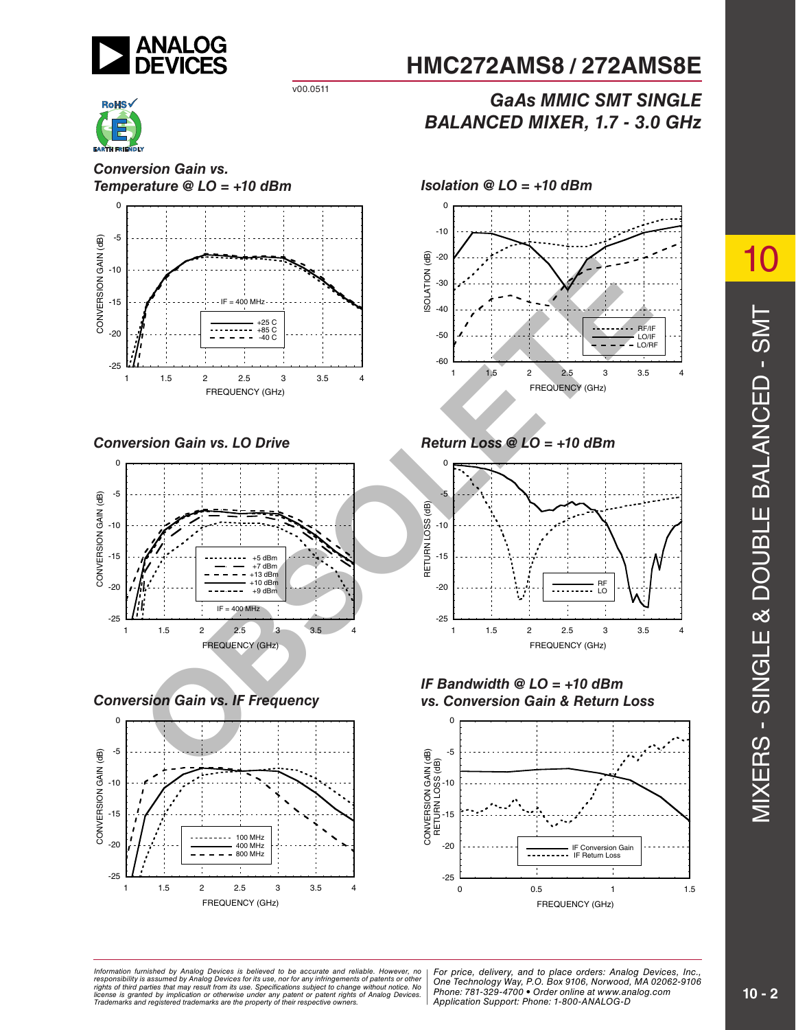## Conversion Gain vs. Temperature @ LO = +10 dBm

CONVERSION GAIN (dB) vs. FREQUENCY (GHz)

IF = 400 MHz

+25 C
+85 C
-40 C

## Isolation @ LO = +10 dBm

ISOLATION (dB) vs. FREQUENCY (GHz)

RF/IF
LO/IF
LO/RF

## Conversion Gain vs. LO Drive

CONVERSION GAIN (dB) vs. FREQUENCY (GHz)

+5 dBm
+7 dBm
+13 dBm
+10 dBm
+9 dBm

IF = 400 MHz

## Return Loss @ LO = +10 dBm

RETURN LOSS (dB) vs. FREQUENCY (GHz)

RF
LO

## Conversion Gain vs. IF Frequency

CONVERSION GAIN (dB) vs. FREQUENCY (GHz)

100 MHz
400 MHz
800 MHz

## IF Bandwidth @ LO = +10 dBm vs. Conversion Gain & Return Loss

CONVERSION GAIN (dB) RETURN LOSS (dB) vs. FREQUENCY (GHz)

IF Conversion Gain
IF Return Loss

OBSOLETE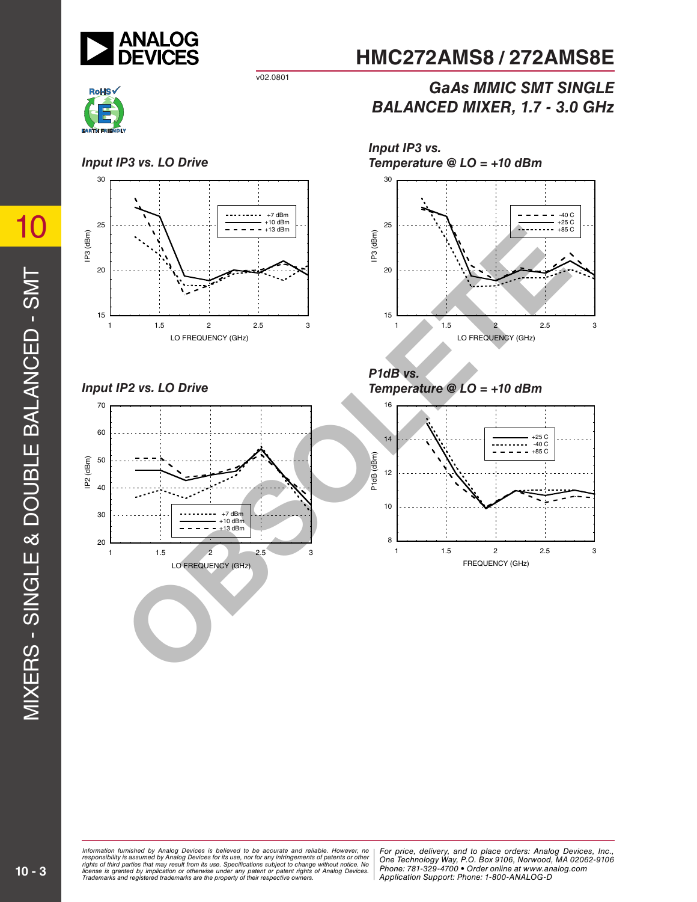# HMC272AMS8 / 272AMS8E

v02.0801

## GaAs MMIC SMT SINGLE BALANCED MIXER, 1.7 - 3.0 GHz

### Input IP3 vs. LO Drive

IP3 (dBm) vs. LO FREQUENCY (GHz); legend: +7 dBm, +10 dBm, +13 dBm

### Input IP3 vs. Temperature @ LO = +10 dBm

IP3 (dBm) vs. LO FREQUENCY (GHz); legend: -40 C, +25 C, +85 C

### Input IP2 vs. LO Drive

IP2 (dBm) vs. LO FREQUENCY (GHz); legend: +7 dBm, +10 dBm, +13 dBm

### P1dB vs. Temperature @ LO = +10 dBm

P1dB (dBm) vs. FREQUENCY (GHz); legend: +25 C, -40 C, +85 C

OBSOLETE

*Information furnished by Analog Devices is believed to be accurate and reliable. However, no responsibility is assumed by Analog Devices for its use, nor for any infringements of patents or other rights of third parties that may result from its use. Specifications subject to change without notice. No license is granted by implication or otherwise under any patent or patent rights of Analog Devices. Trademarks and registered trademarks are the property of their respective owners.*

*For price, delivery, and to place orders: Analog Devices, Inc., One Technology Way, P.O. Box 9106, Norwood, MA 02062-9106 Phone: 781-329-4700 • Order online at www.analog.com Application Support: Phone: 1-800-ANALOG-D*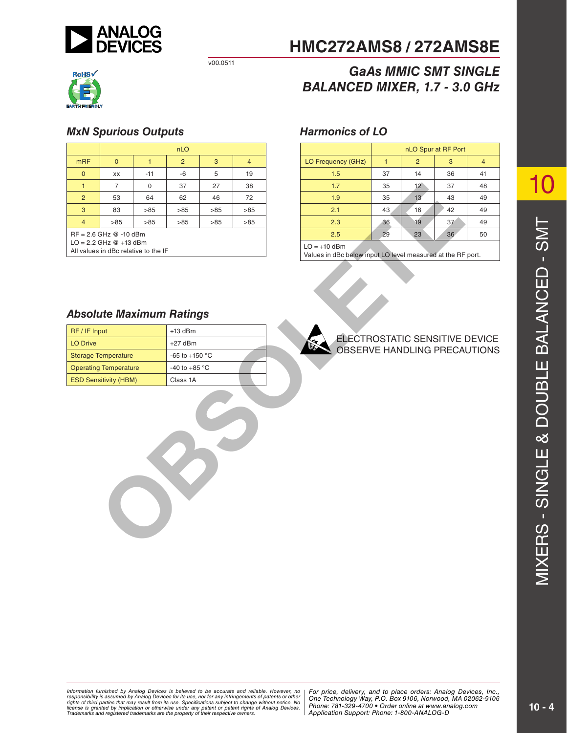## MxN Spurious Outputs

| mRF | nLO | | | | |
|---|---|---|---|---|---|
| | 0 | 1 | 2 | 3 | 4 |
| 0 | xx | -11 | -6 | 5 | 19 |
| 1 | 7 | 0 | 37 | 27 | 38 |
| 2 | 53 | 64 | 62 | 46 | 72 |
| 3 | 83 | >85 | >85 | >85 | >85 |
| 4 | >85 | >85 | >85 | >85 | >85 |

RF = 2.6 GHz @ -10 dBm
LO = 2.2 GHz @ +13 dBm
All values in dBc relative to the IF

## Harmonics of LO

| LO Frequency (GHz) | nLO Spur at RF Port | | | |
|---|---|---|---|---|
| | 1 | 2 | 3 | 4 |
| 1.5 | 37 | 14 | 36 | 41 |
| 1.7 | 35 | 12 | 37 | 48 |
| 1.9 | 35 | 13 | 43 | 49 |
| 2.1 | 43 | 16 | 42 | 49 |
| 2.3 | 36 | 19 | 37 | 49 |
| 2.5 | 29 | 23 | 36 | 50 |

LO = +10 dBm
Values in dBc below input LO level measured at the RF port.

## Absolute Maximum Ratings

| | |
|---|---|
| RF / IF Input | +13 dBm |
| LO Drive | +27 dBm |
| Storage Temperature | -65 to +150 °C |
| Operating Temperature | -40 to +85 °C |
| ESD Sensitivity (HBM) | Class 1A |

ELECTROSTATIC SENSITIVE DEVICE
OBSERVE HANDLING PRECAUTIONS

OBSOLETE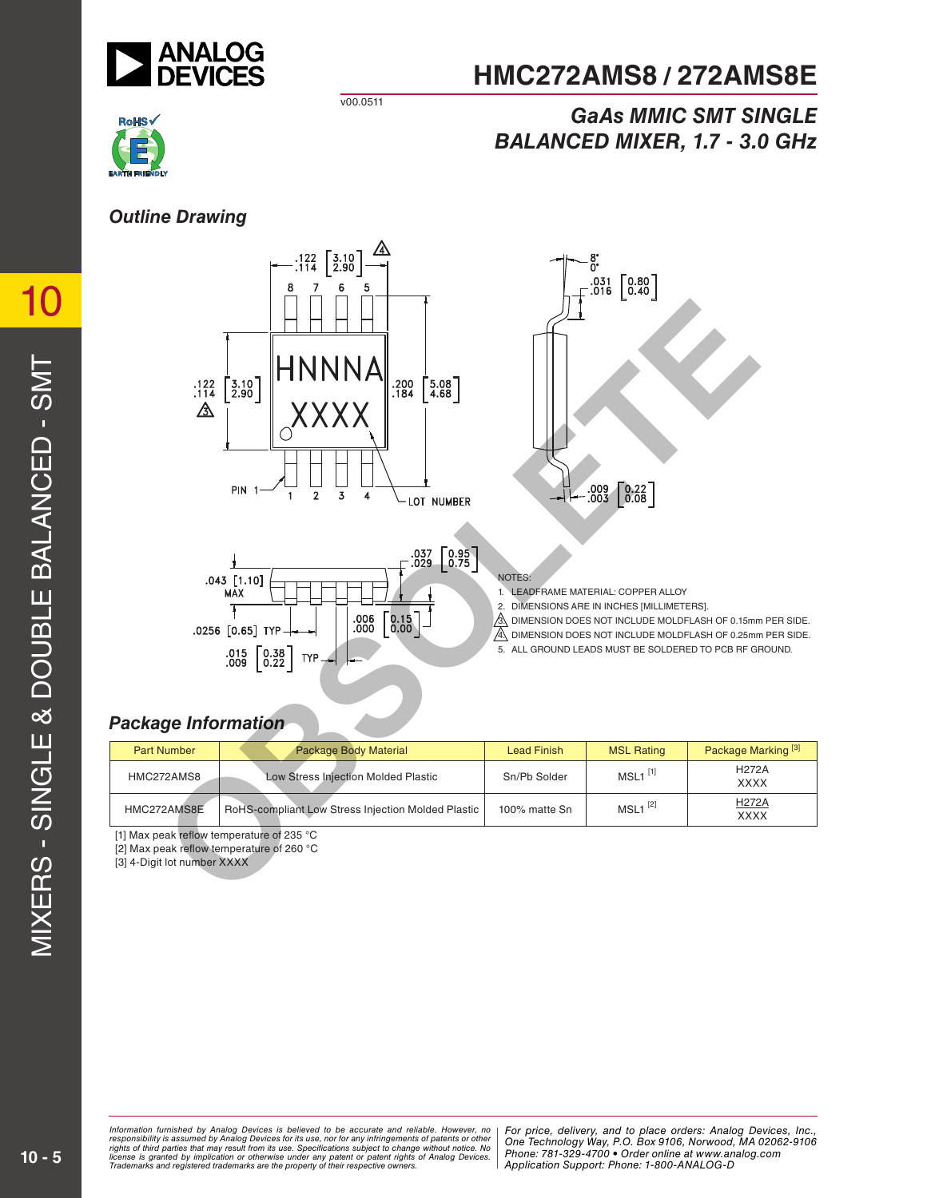# HMC272AMS8 / 272AMS8E

v00.0511

## GaAs MMIC SMT SINGLE BALANCED MIXER, 1.7 - 3.0 GHz

### Outline Drawing

NOTES:
1. LEADFRAME MATERIAL: COPPER ALLOY
2. DIMENSIONS ARE IN INCHES [MILLIMETERS].
3. DIMENSION DOES NOT INCLUDE MOLDFLASH OF 0.15mm PER SIDE.
4. DIMENSION DOES NOT INCLUDE MOLDFLASH OF 0.25mm PER SIDE.
5. ALL GROUND LEADS MUST BE SOLDERED TO PCB RF GROUND.

### Package Information

| Part Number | Package Body Material | Lead Finish | MSL Rating | Package Marking [3] |
|---|---|---|---|---|
| HMC272AMS8 | Low Stress Injection Molded Plastic | Sn/Pb Solder | MSL1 [1] | H272A XXXX |
| HMC272AMS8E | RoHS-compliant Low Stress Injection Molded Plastic | 100% matte Sn | MSL1 [2] | H272A XXXX |

[1] Max peak reflow temperature of 235 °C
[2] Max peak reflow temperature of 260 °C
[3] 4-Digit lot number XXXX

Information furnished by Analog Devices is believed to be accurate and reliable. However, no responsibility is assumed by Analog Devices for its use, nor for any infringements of patents or other rights of third parties that may result from its use. Specifications subject to change without notice. No license is granted by implication or otherwise under any patent or patent rights of Analog Devices. Trademarks and registered trademarks are the property of their respective owners.

For price, delivery, and to place orders: Analog Devices, Inc., One Technology Way, P.O. Box 9106, Norwood, MA 02062-9106
Phone: 781-329-4700 • Order online at www.analog.com
Application Support: Phone: 1-800-ANALOG-D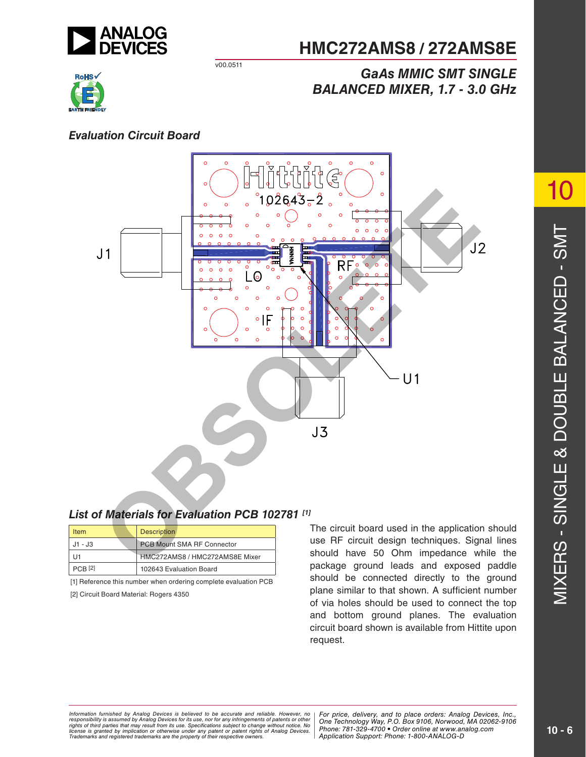# HMC272AMS8 / 272AMS8E

v00.0511

## GaAs MMIC SMT SINGLE BALANCED MIXER, 1.7 - 3.0 GHz

### Evaluation Circuit Board

J1

J2

LO

RF

IF

U1

J3

102643-2

OBSOLETE

### List of Materials for Evaluation PCB 102781 [1]

| Item | Description |
|---|---|
| J1 - J3 | PCB Mount SMA RF Connector |
| U1 | HMC272AMS8 / HMC272AMS8E Mixer |
| PCB [2] | 102643 Evaluation Board |

[1] Reference this number when ordering complete evaluation PCB

[2] Circuit Board Material: Rogers 4350

The circuit board used in the application should use RF circuit design techniques. Signal lines should have 50 Ohm impedance while the package ground leads and exposed paddle should be connected directly to the ground plane similar to that shown. A sufficient number of via holes should be used to connect the top and bottom ground planes. The evaluation circuit board shown is available from Hittite upon request.

*Information furnished by Analog Devices is believed to be accurate and reliable. However, no responsibility is assumed by Analog Devices for its use, nor for any infringements of patents or other rights of third parties that may result from its use. Specifications subject to change without notice. No license is granted by implication or otherwise under any patent or patent rights of Analog Devices. Trademarks and registered trademarks are the property of their respective owners.*

*For price, delivery, and to place orders: Analog Devices, Inc., One Technology Way, P.O. Box 9106, Norwood, MA 02062-9106 Phone: 781-329-4700 • Order online at www.analog.com Application Support: Phone: 1-800-ANALOG-D*